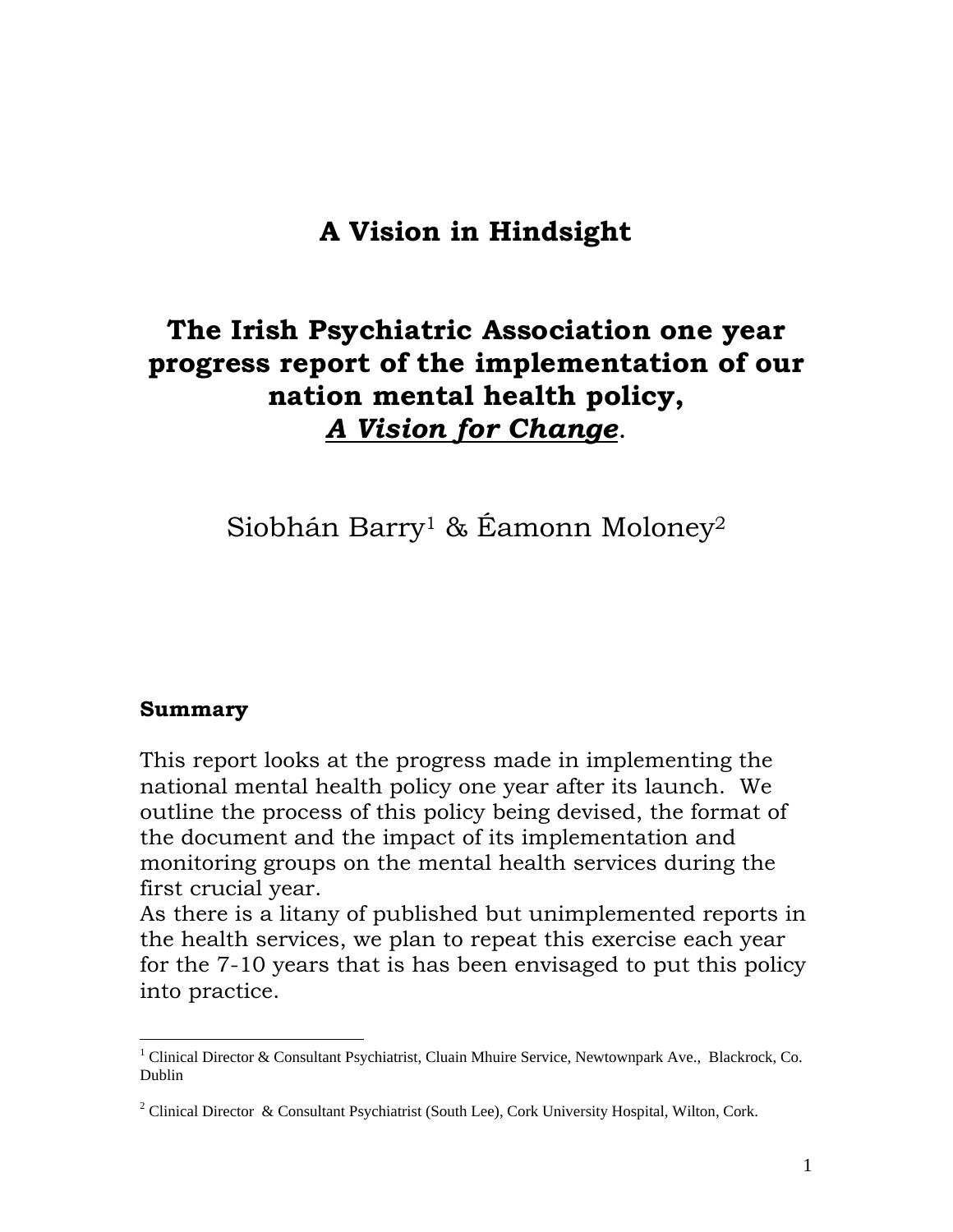# A Vision in Hindsight

## The Irish Psychiatric Association one year progress report of the implementation of our nation mental health policy, *A Vision for Change*.

Siobhán Barry[1] & Éamonn Moloney[2]

**Summary**

This report looks at the progress made in implementing the national mental health policy one year after its launch. We outline the process of this policy being devised, the format of the document and the impact of its implementation and monitoring groups on the mental health services during the first crucial year.

As there is a litany of published but unimplemented reports in the health services, we plan to repeat this exercise each year for the 7-10 years that is has been envisaged to put this policy into practice.

---

[1] Clinical Director & Consultant Psychiatrist, Cluain Mhuire Service, Newtownpark Ave., Blackrock, Co. Dublin

[2] Clinical Director & Consultant Psychiatrist (South Lee), Cork University Hospital, Wilton, Cork.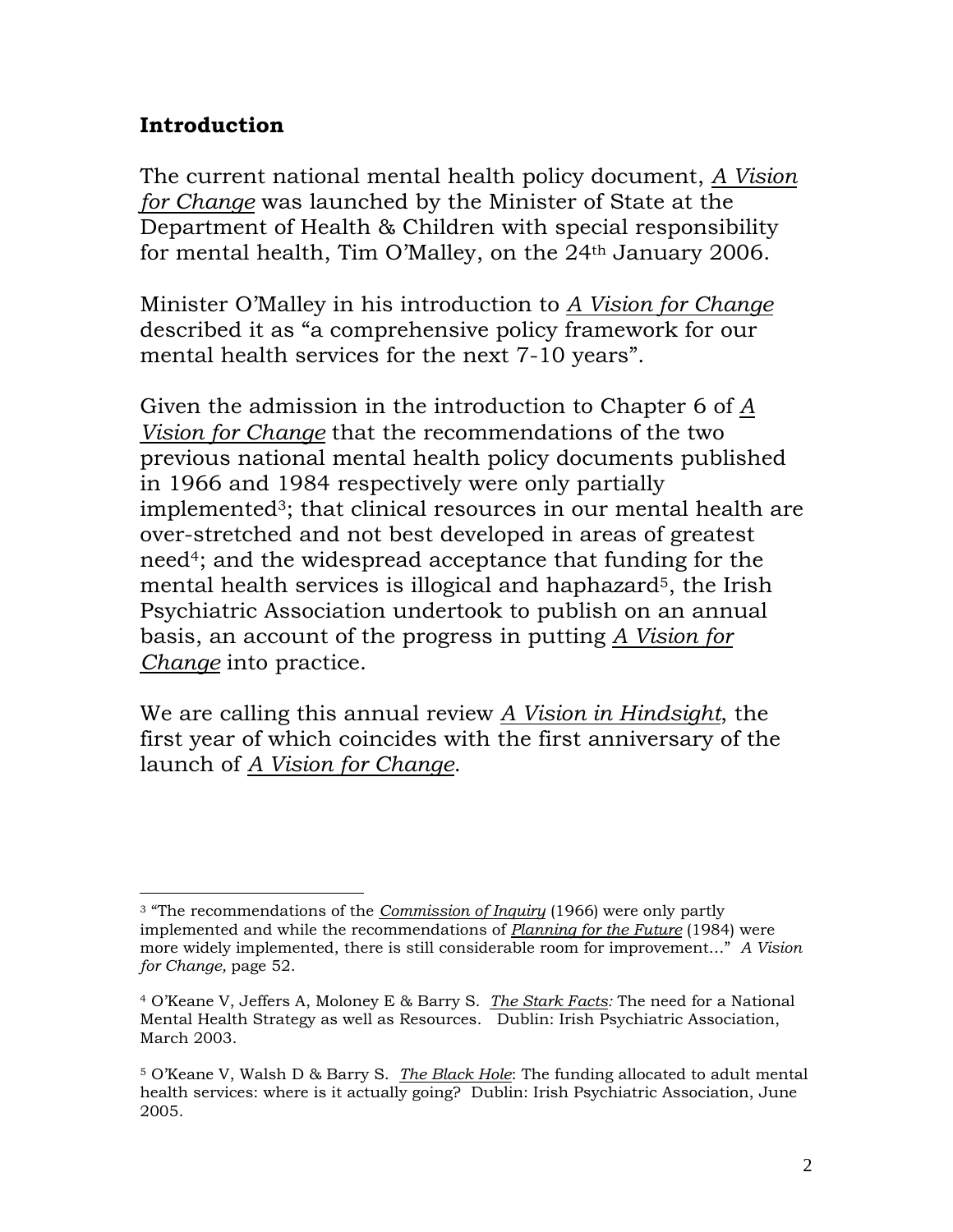## Introduction

The current national mental health policy document, *A Vision for Change* was launched by the Minister of State at the Department of Health & Children with special responsibility for mental health, Tim O'Malley, on the 24th January 2006.

Minister O'Malley in his introduction to *A Vision for Change* described it as "a comprehensive policy framework for our mental health services for the next 7-10 years".

Given the admission in the introduction to Chapter 6 of *A Vision for Change* that the recommendations of the two previous national mental health policy documents published in 1966 and 1984 respectively were only partially implemented[3]; that clinical resources in our mental health are over-stretched and not best developed in areas of greatest need[4]; and the widespread acceptance that funding for the mental health services is illogical and haphazard[5], the Irish Psychiatric Association undertook to publish on an annual basis, an account of the progress in putting *A Vision for Change* into practice.

We are calling this annual review *A Vision in Hindsight*, the first year of which coincides with the first anniversary of the launch of *A Vision for Change*.

---

[3] "The recommendations of the *Commission of Inquiry* (1966) were only partly implemented and while the recommendations of *Planning for the Future* (1984) were more widely implemented, there is still considerable room for improvement…" *A Vision for Change,* page 52.

[4] O'Keane V, Jeffers A, Moloney E & Barry S. *The Stark Facts:* The need for a National Mental Health Strategy as well as Resources. Dublin: Irish Psychiatric Association, March 2003.

[5] O'Keane V, Walsh D & Barry S. *The Black Hole*: The funding allocated to adult mental health services: where is it actually going? Dublin: Irish Psychiatric Association, June 2005.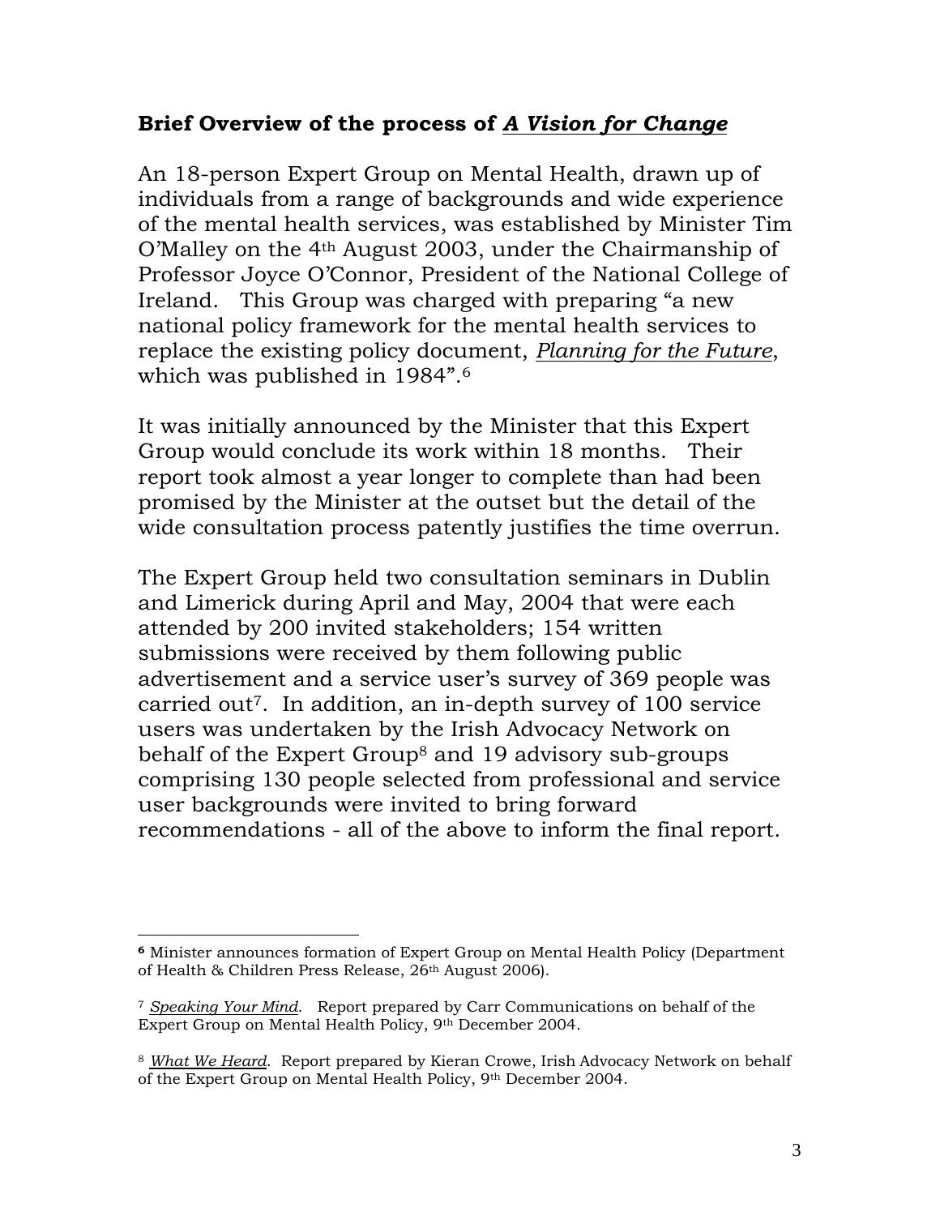## Brief Overview of the process of *A Vision for Change*

An 18-person Expert Group on Mental Health, drawn up of individuals from a range of backgrounds and wide experience of the mental health services, was established by Minister Tim O'Malley on the 4th August 2003, under the Chairmanship of Professor Joyce O'Connor, President of the National College of Ireland. This Group was charged with preparing "a new national policy framework for the mental health services to replace the existing policy document, *Planning for the Future*, which was published in 1984".[6]

It was initially announced by the Minister that this Expert Group would conclude its work within 18 months. Their report took almost a year longer to complete than had been promised by the Minister at the outset but the detail of the wide consultation process patently justifies the time overrun.

The Expert Group held two consultation seminars in Dublin and Limerick during April and May, 2004 that were each attended by 200 invited stakeholders; 154 written submissions were received by them following public advertisement and a service user's survey of 369 people was carried out[7]. In addition, an in-depth survey of 100 service users was undertaken by the Irish Advocacy Network on behalf of the Expert Group[8] and 19 advisory sub-groups comprising 130 people selected from professional and service user backgrounds were invited to bring forward recommendations - all of the above to inform the final report.

---

**6** Minister announces formation of Expert Group on Mental Health Policy (Department of Health & Children Press Release, 26th August 2006).

7 *Speaking Your Mind*. Report prepared by Carr Communications on behalf of the Expert Group on Mental Health Policy, 9th December 2004.

8 *What We Heard*. Report prepared by Kieran Crowe, Irish Advocacy Network on behalf of the Expert Group on Mental Health Policy, 9th December 2004.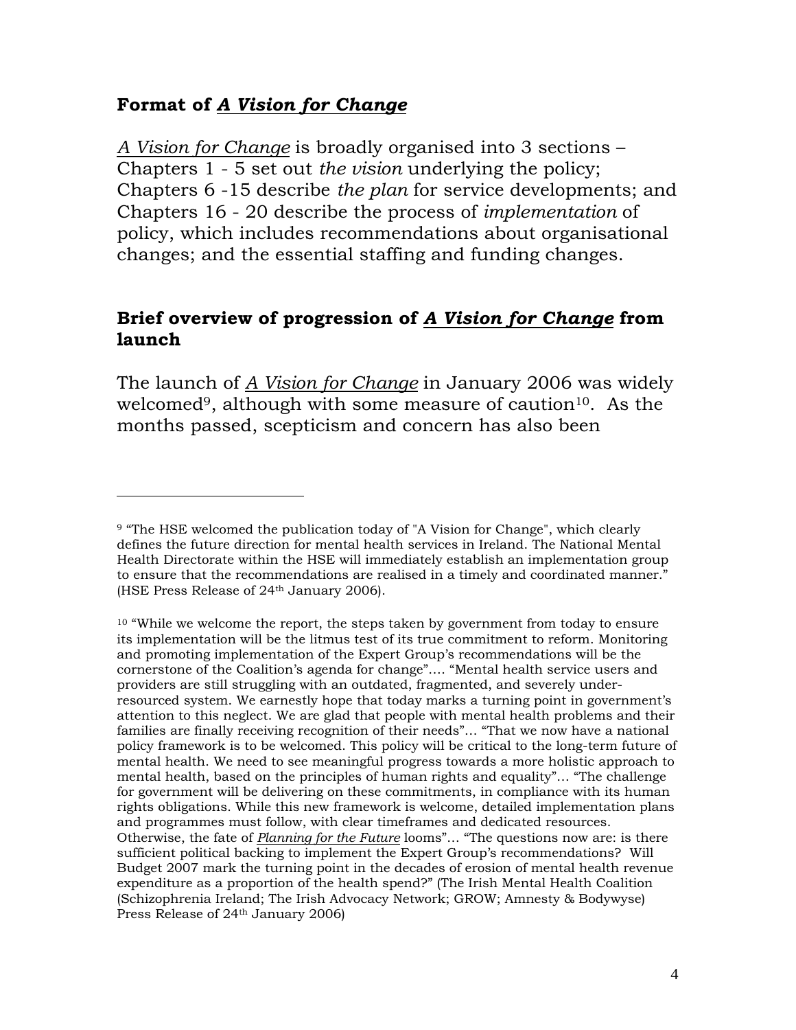## **Format of *A Vision for Change***

*A Vision for Change* is broadly organised into 3 sections – Chapters 1 - 5 set out *the vision* underlying the policy; Chapters 6 -15 describe *the plan* for service developments; and Chapters 16 - 20 describe the process of *implementation* of policy, which includes recommendations about organisational changes; and the essential staffing and funding changes.

## **Brief overview of progression of *A Vision for Change* from launch**

The launch of *A Vision for Change* in January 2006 was widely welcomed[9], although with some measure of caution[10]. As the months passed, scepticism and concern has also been

---

[9] "The HSE welcomed the publication today of "A Vision for Change", which clearly defines the future direction for mental health services in Ireland. The National Mental Health Directorate within the HSE will immediately establish an implementation group to ensure that the recommendations are realised in a timely and coordinated manner." (HSE Press Release of 24th January 2006).

[10] "While we welcome the report, the steps taken by government from today to ensure its implementation will be the litmus test of its true commitment to reform. Monitoring and promoting implementation of the Expert Group's recommendations will be the cornerstone of the Coalition's agenda for change"…. "Mental health service users and providers are still struggling with an outdated, fragmented, and severely under-resourced system. We earnestly hope that today marks a turning point in government's attention to this neglect. We are glad that people with mental health problems and their families are finally receiving recognition of their needs"… "That we now have a national policy framework is to be welcomed. This policy will be critical to the long-term future of mental health. We need to see meaningful progress towards a more holistic approach to mental health, based on the principles of human rights and equality"… "The challenge for government will be delivering on these commitments, in compliance with its human rights obligations. While this new framework is welcome, detailed implementation plans and programmes must follow, with clear timeframes and dedicated resources. Otherwise, the fate of *Planning for the Future* looms"… "The questions now are: is there sufficient political backing to implement the Expert Group's recommendations? Will Budget 2007 mark the turning point in the decades of erosion of mental health revenue expenditure as a proportion of the health spend?" (The Irish Mental Health Coalition (Schizophrenia Ireland; The Irish Advocacy Network; GROW; Amnesty & Bodywyse) Press Release of 24th January 2006)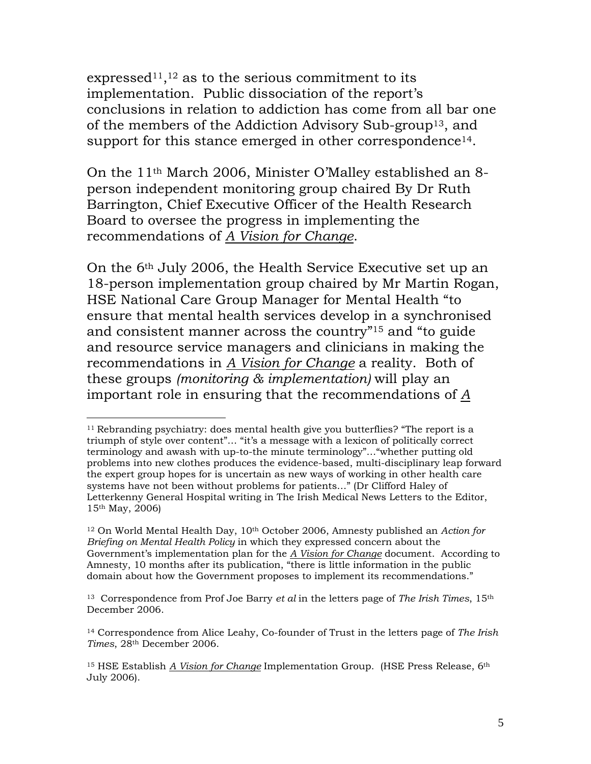expressed[11],[12] as to the serious commitment to its implementation. Public dissociation of the report's conclusions in relation to addiction has come from all bar one of the members of the Addiction Advisory Sub-group[13], and support for this stance emerged in other correspondence[14].

On the 11th March 2006, Minister O'Malley established an 8-person independent monitoring group chaired By Dr Ruth Barrington, Chief Executive Officer of the Health Research Board to oversee the progress in implementing the recommendations of *A Vision for Change*.

On the 6th July 2006, the Health Service Executive set up an 18-person implementation group chaired by Mr Martin Rogan, HSE National Care Group Manager for Mental Health "to ensure that mental health services develop in a synchronised and consistent manner across the country"[15] and "to guide and resource service managers and clinicians in making the recommendations in *A Vision for Change* a reality. Both of these groups *(monitoring & implementation)* will play an important role in ensuring that the recommendations of *A*

---

[11] Rebranding psychiatry: does mental health give you butterflies? "The report is a triumph of style over content"… "it's a message with a lexicon of politically correct terminology and awash with up-to-the minute terminology"…"whether putting old problems into new clothes produces the evidence-based, multi-disciplinary leap forward the expert group hopes for is uncertain as new ways of working in other health care systems have not been without problems for patients…" (Dr Clifford Haley of Letterkenny General Hospital writing in The Irish Medical News Letters to the Editor, 15th May, 2006)

[12] On World Mental Health Day, 10th October 2006, Amnesty published an *Action for Briefing on Mental Health Policy* in which they expressed concern about the Government's implementation plan for the *A Vision for Change* document. According to Amnesty, 10 months after its publication, "there is little information in the public domain about how the Government proposes to implement its recommendations."

[13] Correspondence from Prof Joe Barry *et al* in the letters page of *The Irish Times*, 15th December 2006.

[14] Correspondence from Alice Leahy, Co-founder of Trust in the letters page of *The Irish Times*, 28th December 2006.

[15] HSE Establish *A Vision for Change* Implementation Group. (HSE Press Release, 6th July 2006).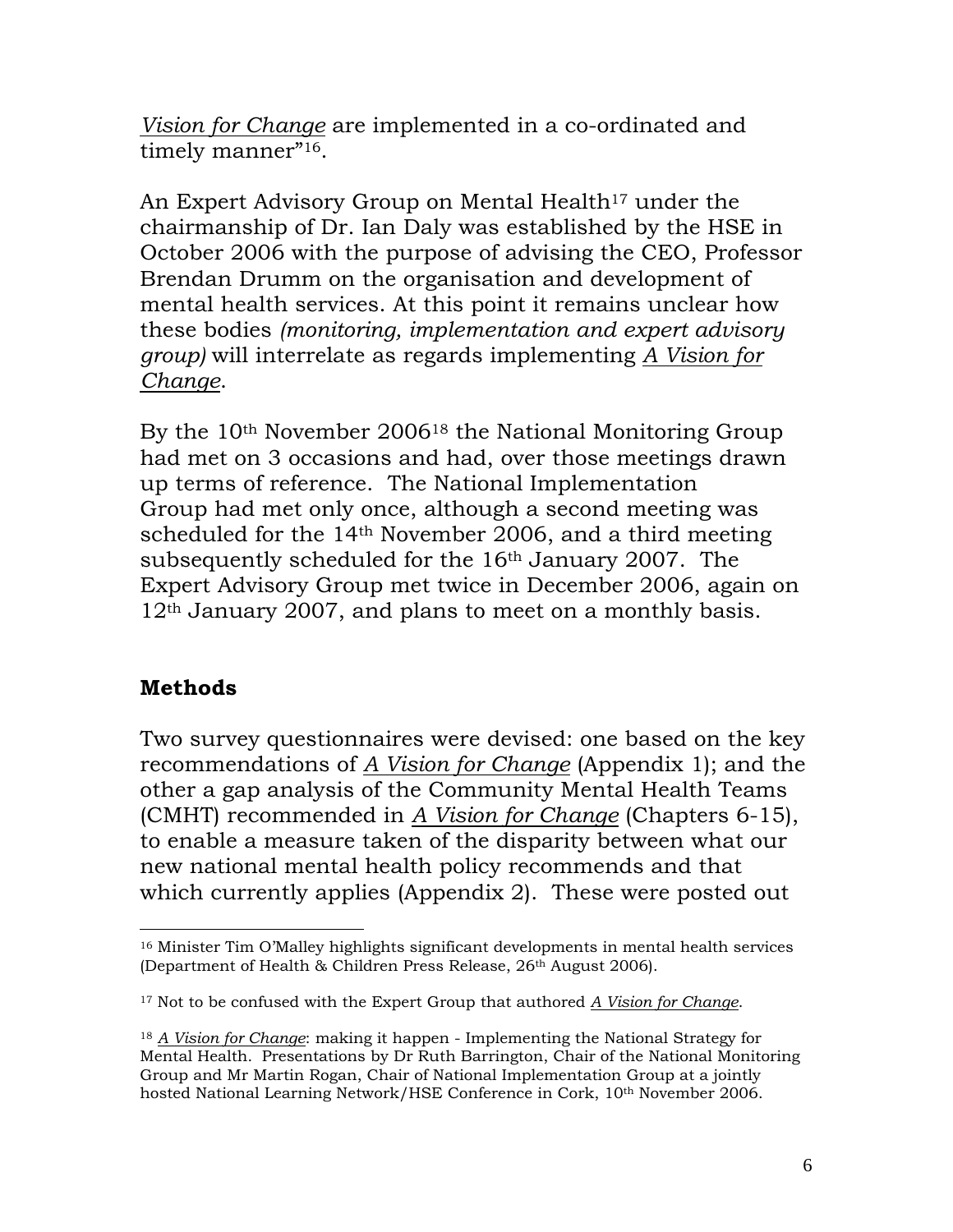Vision for Change are implemented in a co-ordinated and timely manner"[16].

An Expert Advisory Group on Mental Health[17] under the chairmanship of Dr. Ian Daly was established by the HSE in October 2006 with the purpose of advising the CEO, Professor Brendan Drumm on the organisation and development of mental health services. At this point it remains unclear how these bodies *(monitoring, implementation and expert advisory group)* will interrelate as regards implementing A Vision for Change.

By the 10th November 2006[18] the National Monitoring Group had met on 3 occasions and had, over those meetings drawn up terms of reference. The National Implementation Group had met only once, although a second meeting was scheduled for the 14th November 2006, and a third meeting subsequently scheduled for the 16th January 2007. The Expert Advisory Group met twice in December 2006, again on 12th January 2007, and plans to meet on a monthly basis.

## Methods

Two survey questionnaires were devised: one based on the key recommendations of A Vision for Change (Appendix 1); and the other a gap analysis of the Community Mental Health Teams (CMHT) recommended in A Vision for Change (Chapters 6-15), to enable a measure taken of the disparity between what our new national mental health policy recommends and that which currently applies (Appendix 2). These were posted out

---

[16] Minister Tim O'Malley highlights significant developments in mental health services (Department of Health & Children Press Release, 26th August 2006).

[17] Not to be confused with the Expert Group that authored A Vision for Change.

[18] A Vision for Change: making it happen - Implementing the National Strategy for Mental Health. Presentations by Dr Ruth Barrington, Chair of the National Monitoring Group and Mr Martin Rogan, Chair of National Implementation Group at a jointly hosted National Learning Network/HSE Conference in Cork, 10th November 2006.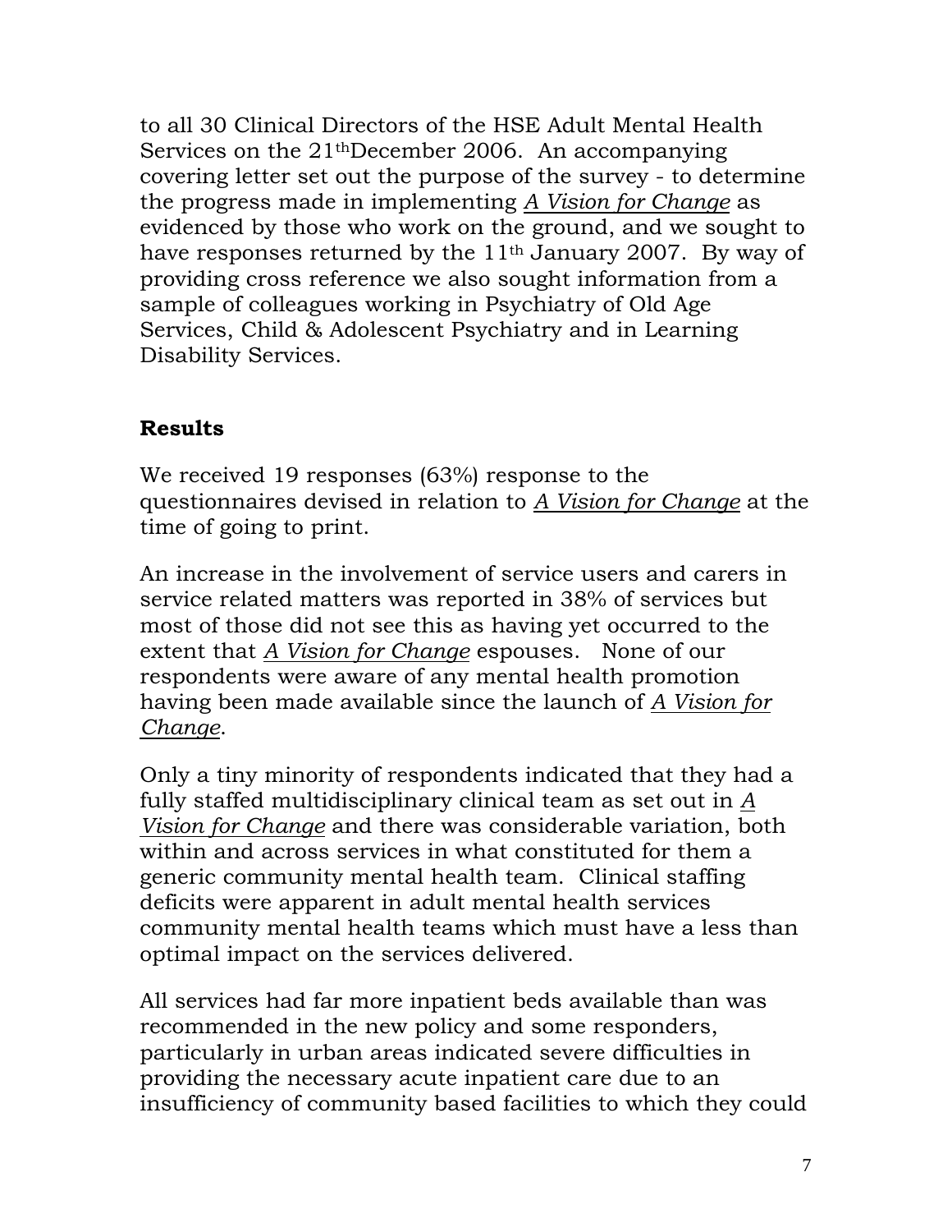to all 30 Clinical Directors of the HSE Adult Mental Health Services on the 21[th]December 2006. An accompanying covering letter set out the purpose of the survey - to determine the progress made in implementing A Vision for Change as evidenced by those who work on the ground, and we sought to have responses returned by the 11[th] January 2007. By way of providing cross reference we also sought information from a sample of colleagues working in Psychiatry of Old Age Services, Child & Adolescent Psychiatry and in Learning Disability Services.

## Results

We received 19 responses (63%) response to the questionnaires devised in relation to A Vision for Change at the time of going to print.

An increase in the involvement of service users and carers in service related matters was reported in 38% of services but most of those did not see this as having yet occurred to the extent that A Vision for Change espouses. None of our respondents were aware of any mental health promotion having been made available since the launch of A Vision for Change.

Only a tiny minority of respondents indicated that they had a fully staffed multidisciplinary clinical team as set out in A Vision for Change and there was considerable variation, both within and across services in what constituted for them a generic community mental health team. Clinical staffing deficits were apparent in adult mental health services community mental health teams which must have a less than optimal impact on the services delivered.

All services had far more inpatient beds available than was recommended in the new policy and some responders, particularly in urban areas indicated severe difficulties in providing the necessary acute inpatient care due to an insufficiency of community based facilities to which they could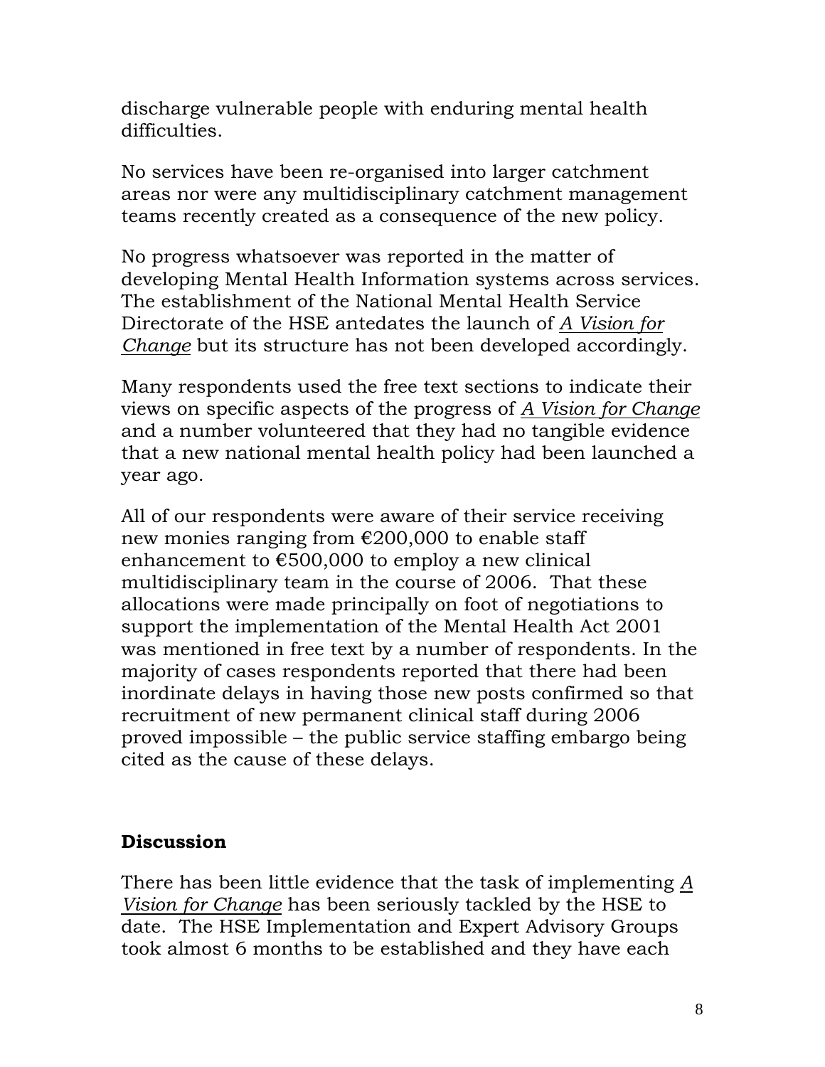discharge vulnerable people with enduring mental health difficulties.

No services have been re-organised into larger catchment areas nor were any multidisciplinary catchment management teams recently created as a consequence of the new policy.

No progress whatsoever was reported in the matter of developing Mental Health Information systems across services. The establishment of the National Mental Health Service Directorate of the HSE antedates the launch of *A Vision for Change* but its structure has not been developed accordingly.

Many respondents used the free text sections to indicate their views on specific aspects of the progress of *A Vision for Change* and a number volunteered that they had no tangible evidence that a new national mental health policy had been launched a year ago.

All of our respondents were aware of their service receiving new monies ranging from €200,000 to enable staff enhancement to €500,000 to employ a new clinical multidisciplinary team in the course of 2006. That these allocations were made principally on foot of negotiations to support the implementation of the Mental Health Act 2001 was mentioned in free text by a number of respondents. In the majority of cases respondents reported that there had been inordinate delays in having those new posts confirmed so that recruitment of new permanent clinical staff during 2006 proved impossible – the public service staffing embargo being cited as the cause of these delays.

## Discussion

There has been little evidence that the task of implementing *A Vision for Change* has been seriously tackled by the HSE to date. The HSE Implementation and Expert Advisory Groups took almost 6 months to be established and they have each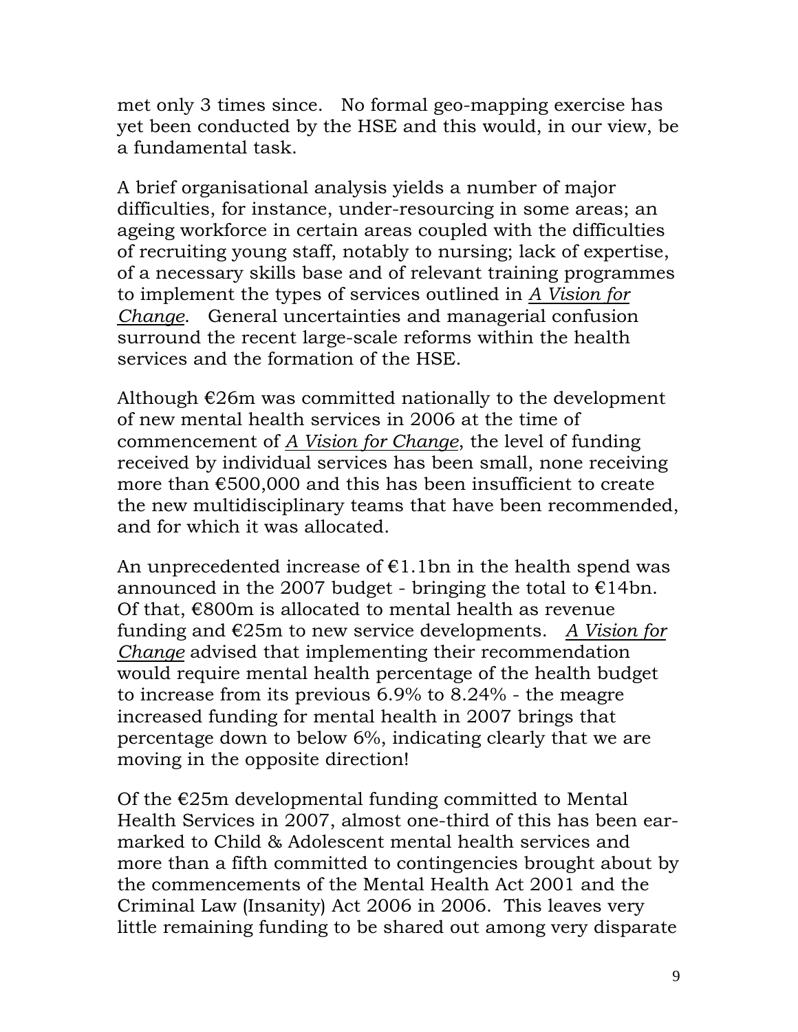met only 3 times since. No formal geo-mapping exercise has yet been conducted by the HSE and this would, in our view, be a fundamental task.

A brief organisational analysis yields a number of major difficulties, for instance, under-resourcing in some areas; an ageing workforce in certain areas coupled with the difficulties of recruiting young staff, notably to nursing; lack of expertise, of a necessary skills base and of relevant training programmes to implement the types of services outlined in *A Vision for Change*. General uncertainties and managerial confusion surround the recent large-scale reforms within the health services and the formation of the HSE.

Although €26m was committed nationally to the development of new mental health services in 2006 at the time of commencement of *A Vision for Change*, the level of funding received by individual services has been small, none receiving more than €500,000 and this has been insufficient to create the new multidisciplinary teams that have been recommended, and for which it was allocated.

An unprecedented increase of €1.1bn in the health spend was announced in the 2007 budget - bringing the total to €14bn. Of that, €800m is allocated to mental health as revenue funding and €25m to new service developments. *A Vision for Change* advised that implementing their recommendation would require mental health percentage of the health budget to increase from its previous 6.9% to 8.24% - the meagre increased funding for mental health in 2007 brings that percentage down to below 6%, indicating clearly that we are moving in the opposite direction!

Of the €25m developmental funding committed to Mental Health Services in 2007, almost one-third of this has been ear-marked to Child & Adolescent mental health services and more than a fifth committed to contingencies brought about by the commencements of the Mental Health Act 2001 and the Criminal Law (Insanity) Act 2006 in 2006. This leaves very little remaining funding to be shared out among very disparate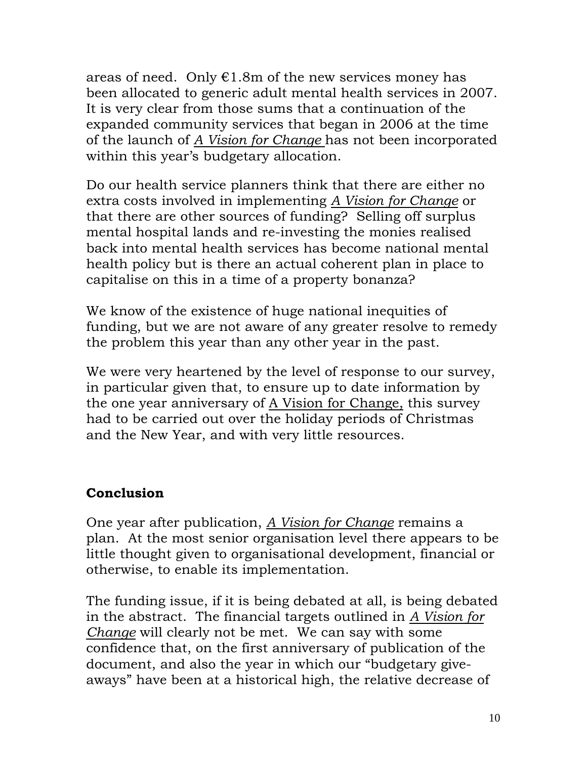areas of need. Only €1.8m of the new services money has been allocated to generic adult mental health services in 2007. It is very clear from those sums that a continuation of the expanded community services that began in 2006 at the time of the launch of *A Vision for Change* has not been incorporated within this year's budgetary allocation.

Do our health service planners think that there are either no extra costs involved in implementing *A Vision for Change* or that there are other sources of funding? Selling off surplus mental hospital lands and re-investing the monies realised back into mental health services has become national mental health policy but is there an actual coherent plan in place to capitalise on this in a time of a property bonanza?

We know of the existence of huge national inequities of funding, but we are not aware of any greater resolve to remedy the problem this year than any other year in the past.

We were very heartened by the level of response to our survey, in particular given that, to ensure up to date information by the one year anniversary of A Vision for Change, this survey had to be carried out over the holiday periods of Christmas and the New Year, and with very little resources.

## Conclusion

One year after publication, *A Vision for Change* remains a plan. At the most senior organisation level there appears to be little thought given to organisational development, financial or otherwise, to enable its implementation.

The funding issue, if it is being debated at all, is being debated in the abstract. The financial targets outlined in *A Vision for Change* will clearly not be met. We can say with some confidence that, on the first anniversary of publication of the document, and also the year in which our "budgetary give-aways" have been at a historical high, the relative decrease of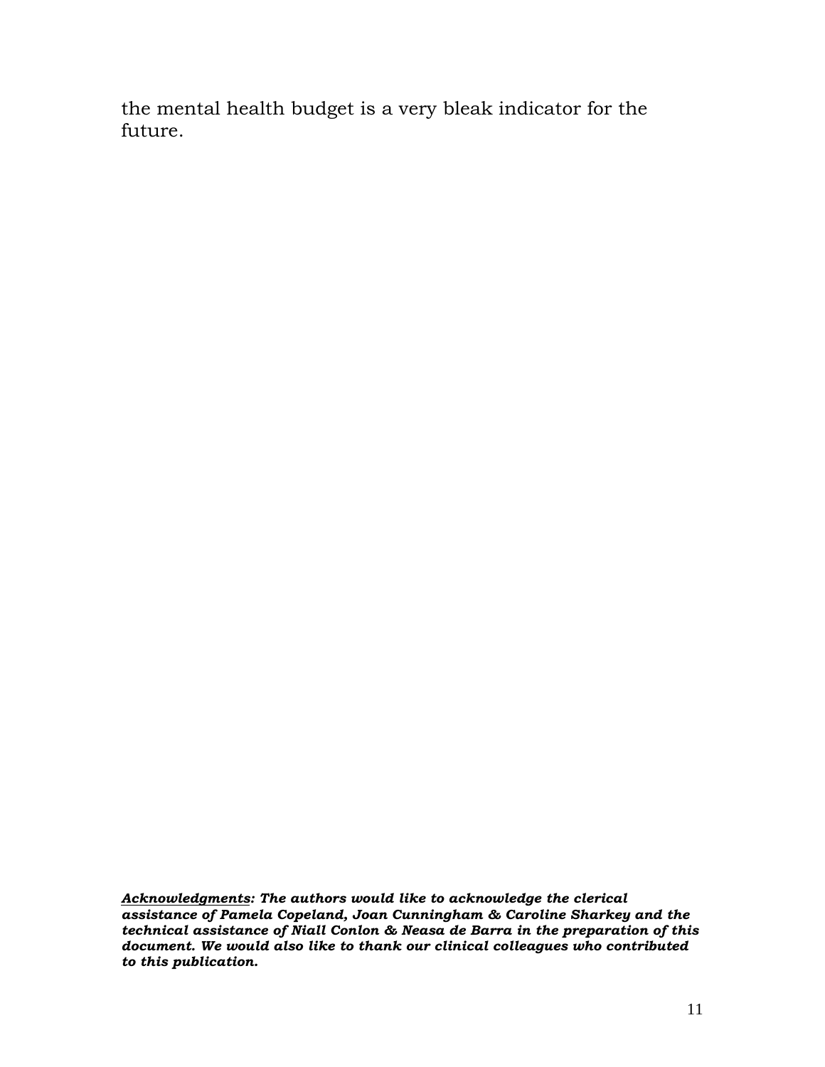the mental health budget is a very bleak indicator for the future.

***<u>Acknowledgments</u>: The authors would like to acknowledge the clerical assistance of Pamela Copeland, Joan Cunningham & Caroline Sharkey and the technical assistance of Niall Conlon & Neasa de Barra in the preparation of this document. We would also like to thank our clinical colleagues who contributed to this publication.***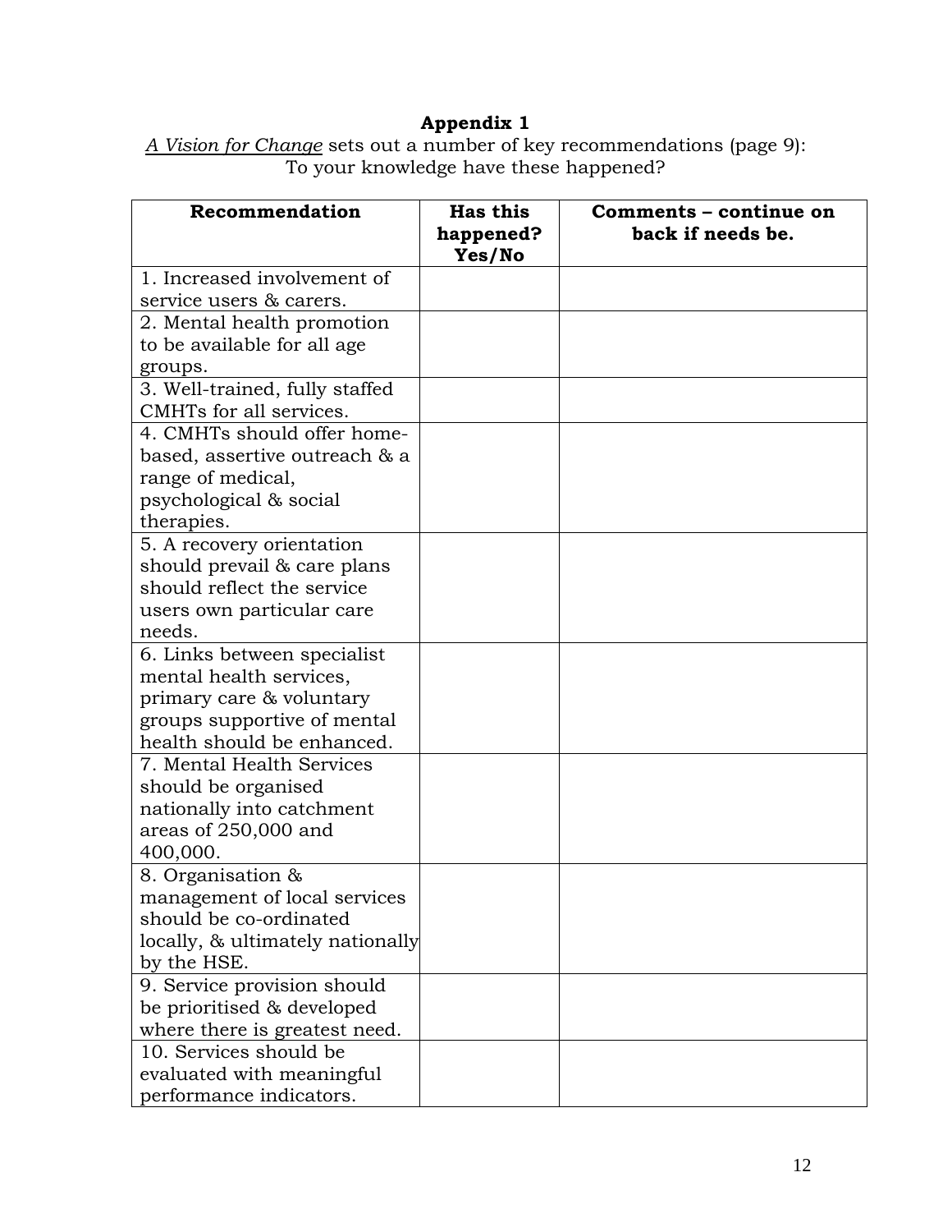**Appendix 1**

*A Vision for Change* sets out a number of key recommendations (page 9): To your knowledge have these happened?

| **Recommendation** | **Has this happened? Yes/No** | **Comments – continue on back if needs be.** |
| --- | --- | --- |
| 1. Increased involvement of service users & carers. | | |
| 2. Mental health promotion to be available for all age groups. | | |
| 3. Well-trained, fully staffed CMHTs for all services. | | |
| 4. CMHTs should offer home-based, assertive outreach & a range of medical, psychological & social therapies. | | |
| 5. A recovery orientation should prevail & care plans should reflect the service users own particular care needs. | | |
| 6. Links between specialist mental health services, primary care & voluntary groups supportive of mental health should be enhanced. | | |
| 7. Mental Health Services should be organised nationally into catchment areas of 250,000 and 400,000. | | |
| 8. Organisation & management of local services should be co-ordinated locally, & ultimately nationally by the HSE. | | |
| 9. Service provision should be prioritised & developed where there is greatest need. | | |
| 10. Services should be evaluated with meaningful performance indicators. | | |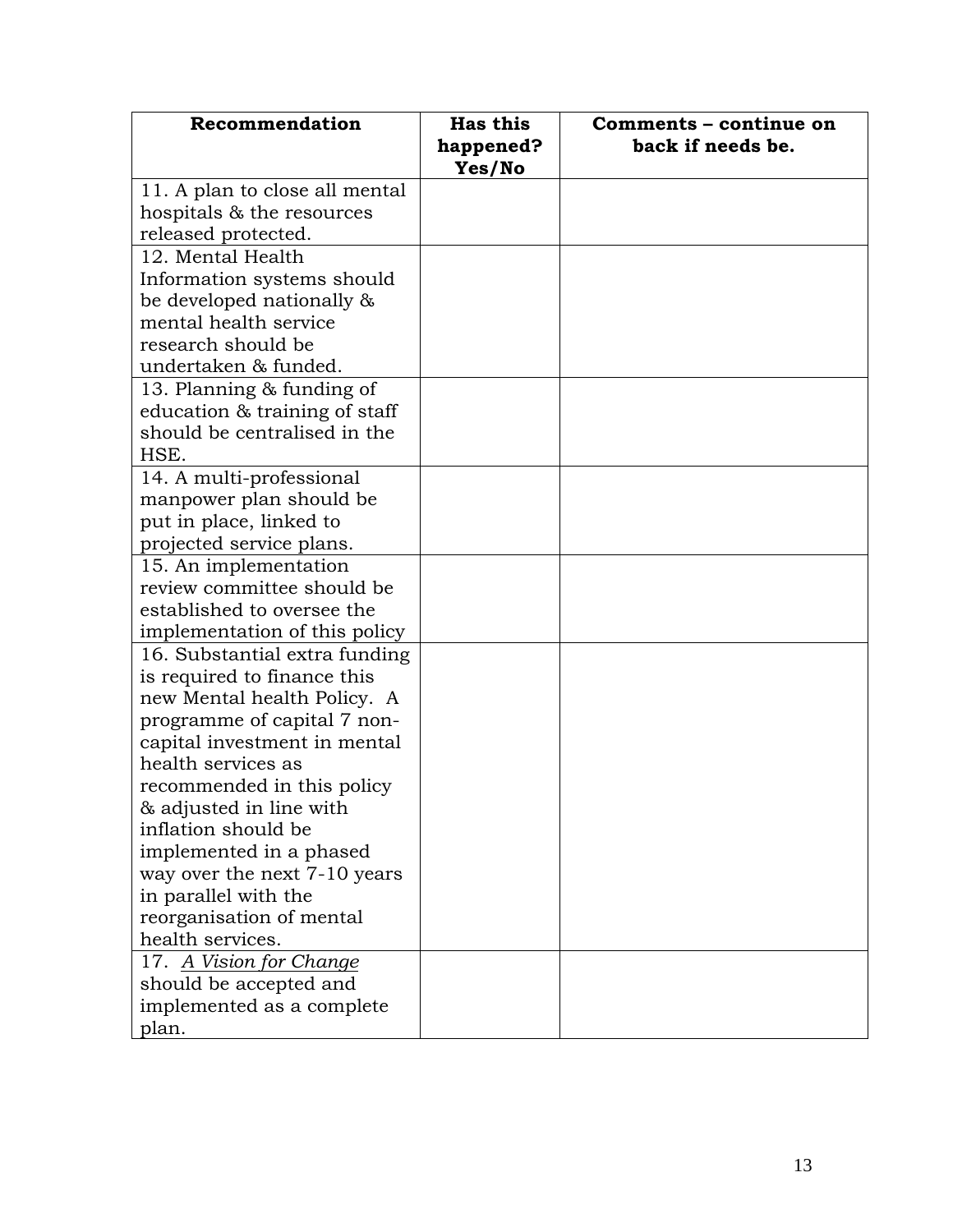| **Recommendation** | **Has this happened? Yes/No** | **Comments – continue on back if needs be.** |
|---|---|---|
| 11. A plan to close all mental hospitals & the resources released protected. | | |
| 12. Mental Health Information systems should be developed nationally & mental health service research should be undertaken & funded. | | |
| 13. Planning & funding of education & training of staff should be centralised in the HSE. | | |
| 14. A multi-professional manpower plan should be put in place, linked to projected service plans. | | |
| 15. An implementation review committee should be established to oversee the implementation of this policy | | |
| 16. Substantial extra funding is required to finance this new Mental health Policy. A programme of capital 7 non-capital investment in mental health services as recommended in this policy & adjusted in line with inflation should be implemented in a phased way over the next 7-10 years in parallel with the reorganisation of mental health services. | | |
| 17. *A Vision for Change* should be accepted and implemented as a complete plan. | | |